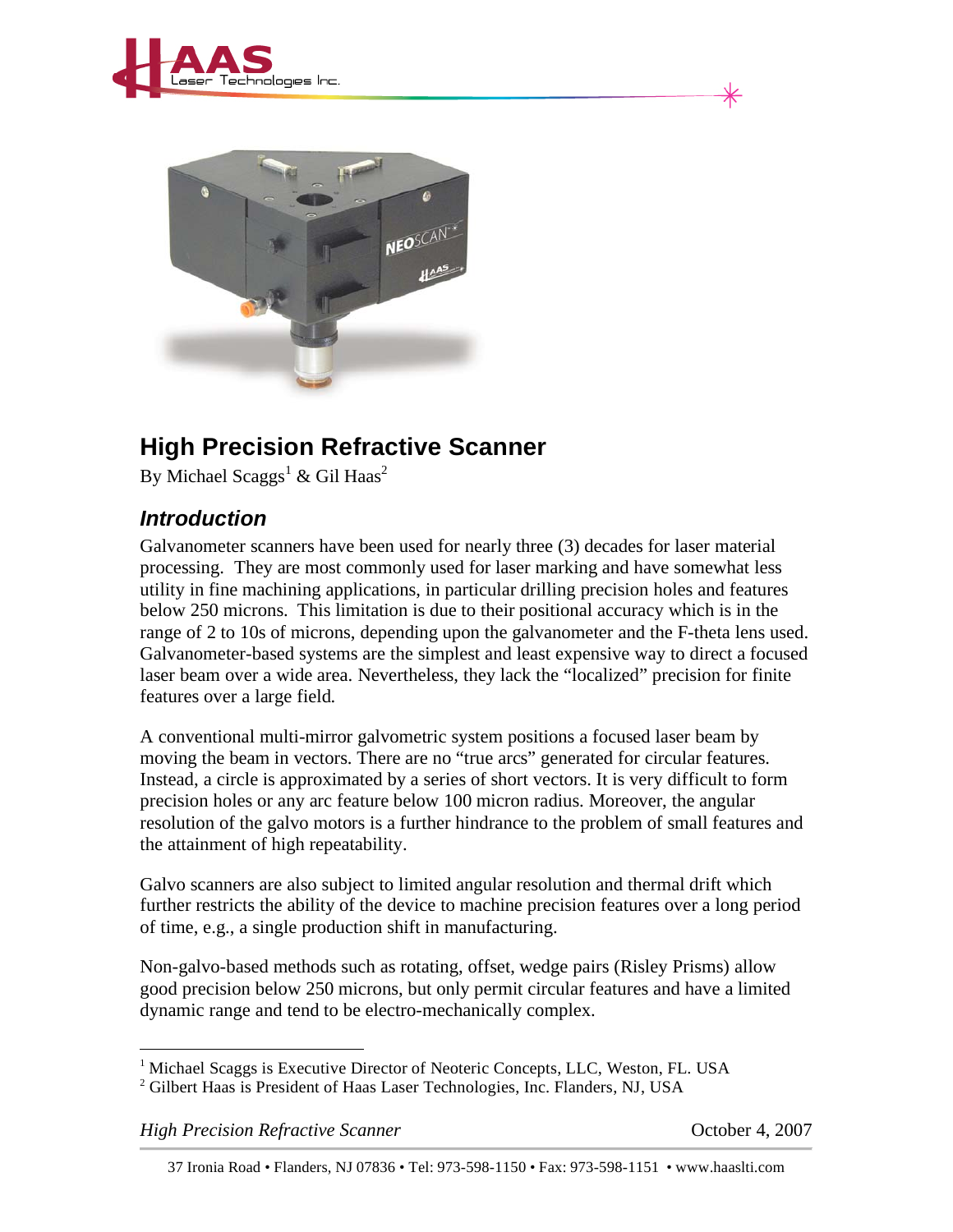# High Precision Refractive Scanner

By Michael Scaggs[1] & Gil Haas[2]

## *Introduction*

Galvanometer scanners have been used for nearly three (3) decades for laser material processing. They are most commonly used for laser marking and have somewhat less utility in fine machining applications, in particular drilling precision holes and features below 250 microns. This limitation is due to their positional accuracy which is in the range of 2 to 10s of microns, depending upon the galvanometer and the F-theta lens used. Galvanometer-based systems are the simplest and least expensive way to direct a focused laser beam over a wide area. Nevertheless, they lack the "localized" precision for finite features over a large field.

A conventional multi-mirror galvometric system positions a focused laser beam by moving the beam in vectors. There are no "true arcs" generated for circular features. Instead, a circle is approximated by a series of short vectors. It is very difficult to form precision holes or any arc feature below 100 micron radius. Moreover, the angular resolution of the galvo motors is a further hindrance to the problem of small features and the attainment of high repeatability.

Galvo scanners are also subject to limited angular resolution and thermal drift which further restricts the ability of the device to machine precision features over a long period of time, e.g., a single production shift in manufacturing.

Non-galvo-based methods such as rotating, offset, wedge pairs (Risley Prisms) allow good precision below 250 microns, but only permit circular features and have a limited dynamic range and tend to be electro-mechanically complex.

---

[1] Michael Scaggs is Executive Director of Neoteric Concepts, LLC, Weston, FL. USA

[2] Gilbert Haas is President of Haas Laser Technologies, Inc. Flanders, NJ, USA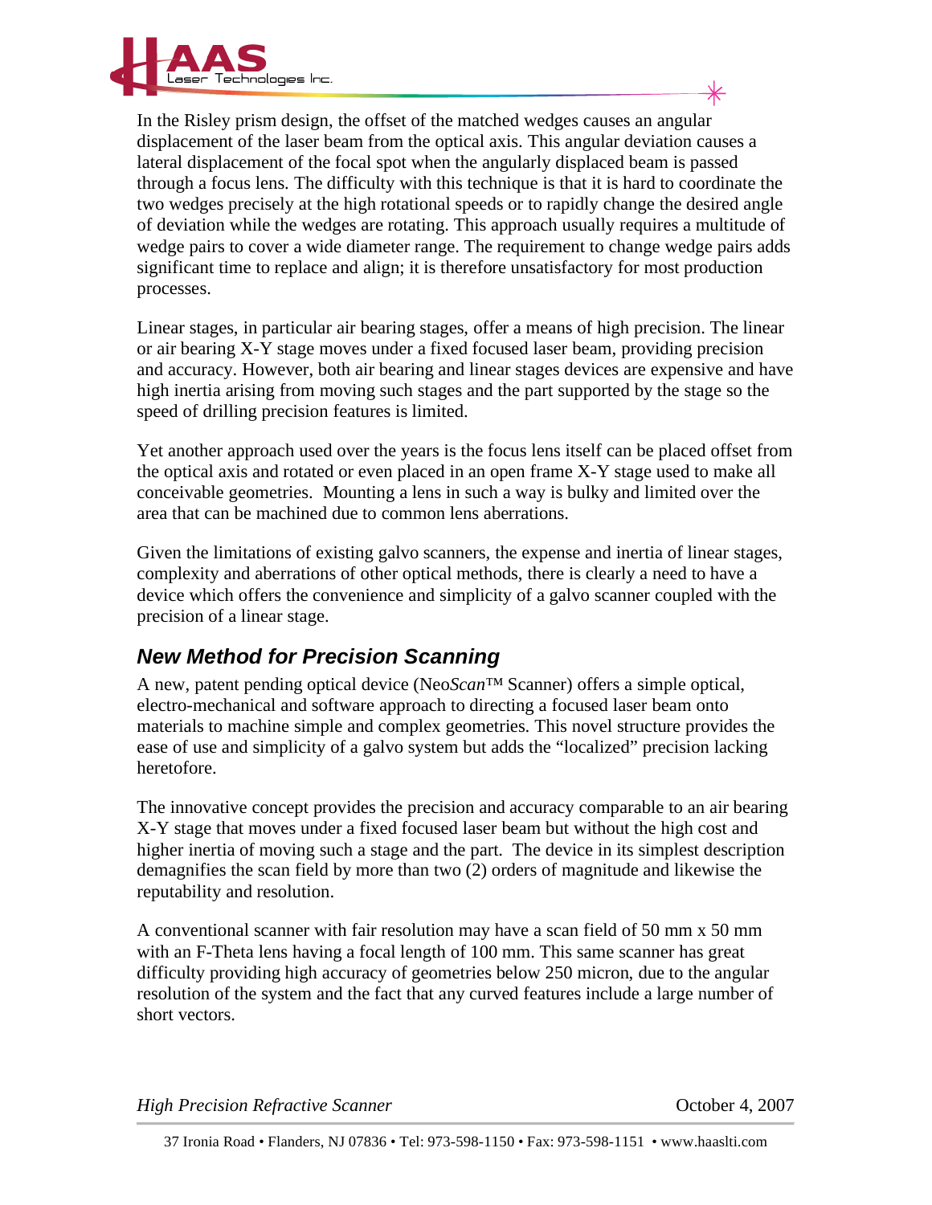In the Risley prism design, the offset of the matched wedges causes an angular displacement of the laser beam from the optical axis. This angular deviation causes a lateral displacement of the focal spot when the angularly displaced beam is passed through a focus lens. The difficulty with this technique is that it is hard to coordinate the two wedges precisely at the high rotational speeds or to rapidly change the desired angle of deviation while the wedges are rotating. This approach usually requires a multitude of wedge pairs to cover a wide diameter range. The requirement to change wedge pairs adds significant time to replace and align; it is therefore unsatisfactory for most production processes.

Linear stages, in particular air bearing stages, offer a means of high precision. The linear or air bearing X-Y stage moves under a fixed focused laser beam, providing precision and accuracy. However, both air bearing and linear stages devices are expensive and have high inertia arising from moving such stages and the part supported by the stage so the speed of drilling precision features is limited.

Yet another approach used over the years is the focus lens itself can be placed offset from the optical axis and rotated or even placed in an open frame X-Y stage used to make all conceivable geometries. Mounting a lens in such a way is bulky and limited over the area that can be machined due to common lens aberrations.

Given the limitations of existing galvo scanners, the expense and inertia of linear stages, complexity and aberrations of other optical methods, there is clearly a need to have a device which offers the convenience and simplicity of a galvo scanner coupled with the precision of a linear stage.

## *New Method for Precision Scanning*

A new, patent pending optical device (Neo*Scan*™ Scanner) offers a simple optical, electro-mechanical and software approach to directing a focused laser beam onto materials to machine simple and complex geometries. This novel structure provides the ease of use and simplicity of a galvo system but adds the "localized" precision lacking heretofore.

The innovative concept provides the precision and accuracy comparable to an air bearing X-Y stage that moves under a fixed focused laser beam but without the high cost and higher inertia of moving such a stage and the part. The device in its simplest description demagnifies the scan field by more than two (2) orders of magnitude and likewise the reputability and resolution.

A conventional scanner with fair resolution may have a scan field of 50 mm x 50 mm with an F-Theta lens having a focal length of 100 mm. This same scanner has great difficulty providing high accuracy of geometries below 250 micron, due to the angular resolution of the system and the fact that any curved features include a large number of short vectors.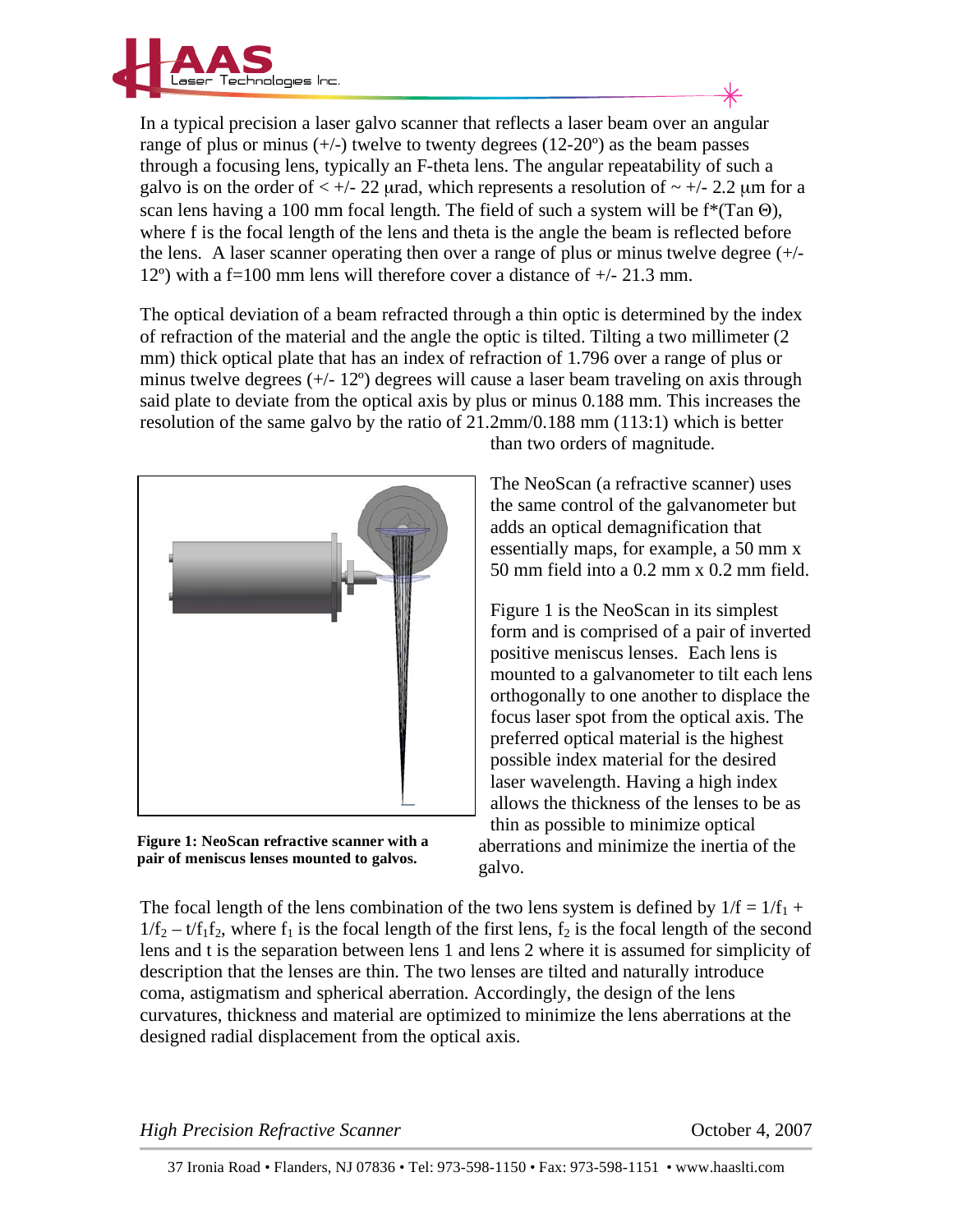In a typical precision a laser galvo scanner that reflects a laser beam over an angular range of plus or minus (+/-) twelve to twenty degrees (12-20º) as the beam passes through a focusing lens, typically an F-theta lens. The angular repeatability of such a galvo is on the order of < +/- 22 μrad, which represents a resolution of ~ +/- 2.2 μm for a scan lens having a 100 mm focal length. The field of such a system will be f*(Tan Θ), where f is the focal length of the lens and theta is the angle the beam is reflected before the lens. A laser scanner operating then over a range of plus or minus twelve degree (+/- 12º) with a f=100 mm lens will therefore cover a distance of +/- 21.3 mm.

The optical deviation of a beam refracted through a thin optic is determined by the index of refraction of the material and the angle the optic is tilted. Tilting a two millimeter (2 mm) thick optical plate that has an index of refraction of 1.796 over a range of plus or minus twelve degrees (+/- 12º) degrees will cause a laser beam traveling on axis through said plate to deviate from the optical axis by plus or minus 0.188 mm. This increases the resolution of the same galvo by the ratio of 21.2mm/0.188 mm (113:1) which is better than two orders of magnitude.

The NeoScan (a refractive scanner) uses the same control of the galvanometer but adds an optical demagnification that essentially maps, for example, a 50 mm x 50 mm field into a 0.2 mm x 0.2 mm field.

Figure 1 is the NeoScan in its simplest form and is comprised of a pair of inverted positive meniscus lenses. Each lens is mounted to a galvanometer to tilt each lens orthogonally to one another to displace the focus laser spot from the optical axis. The preferred optical material is the highest possible index material for the desired laser wavelength. Having a high index allows the thickness of the lenses to be as thin as possible to minimize optical aberrations and minimize the inertia of the galvo.

**Figure 1: NeoScan refractive scanner with a pair of meniscus lenses mounted to galvos.**

The focal length of the lens combination of the two lens system is defined by $1/f = 1/f_1 + 1/f_2 - t/f_1f_2$, where $f_1$ is the focal length of the first lens, $f_2$ is the focal length of the second lens and t is the separation between lens 1 and lens 2 where it is assumed for simplicity of description that the lenses are thin. The two lenses are tilted and naturally introduce coma, astigmatism and spherical aberration. Accordingly, the design of the lens curvatures, thickness and material are optimized to minimize the lens aberrations at the designed radial displacement from the optical axis.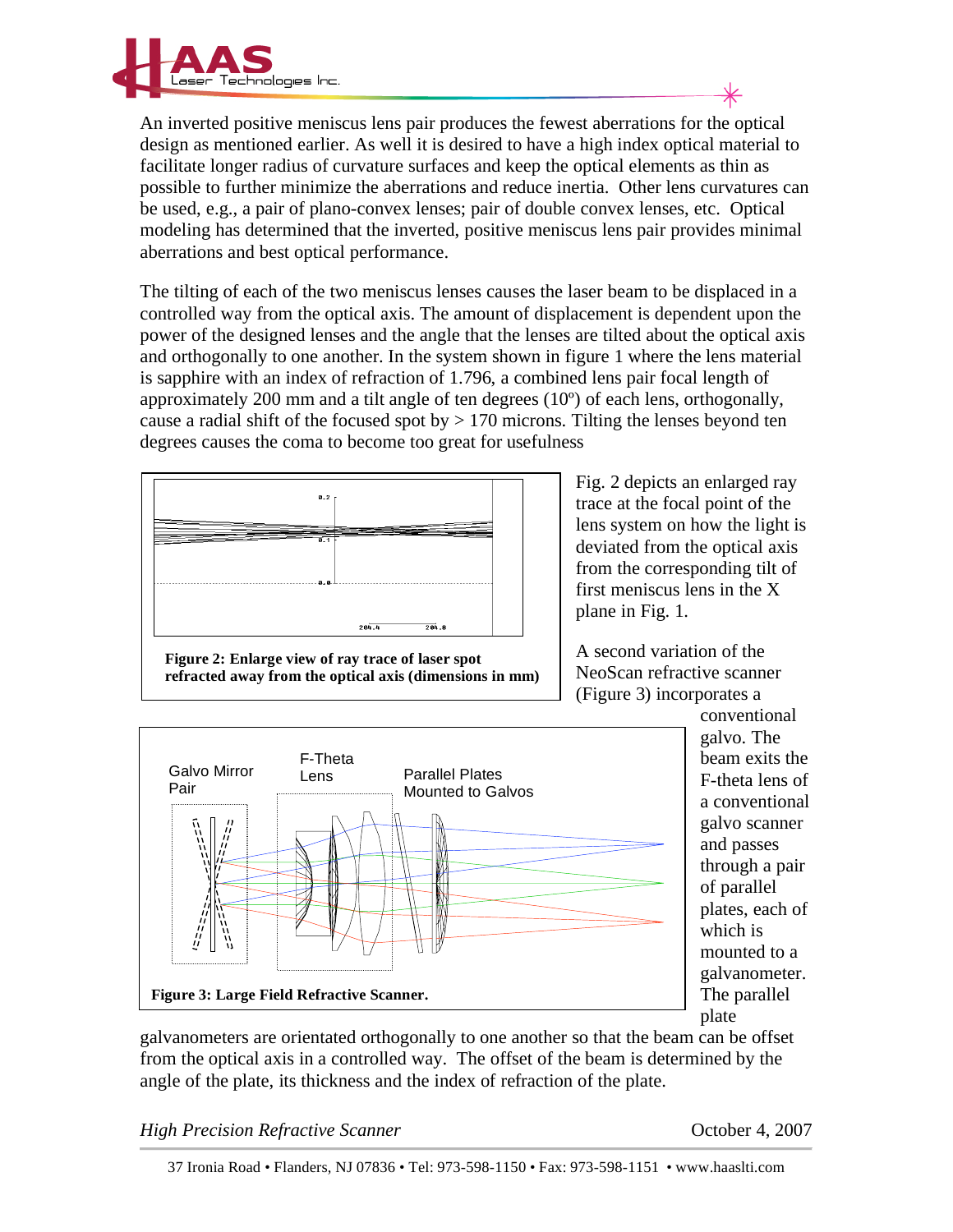An inverted positive meniscus lens pair produces the fewest aberrations for the optical design as mentioned earlier. As well it is desired to have a high index optical material to facilitate longer radius of curvature surfaces and keep the optical elements as thin as possible to further minimize the aberrations and reduce inertia. Other lens curvatures can be used, e.g., a pair of plano-convex lenses; pair of double convex lenses, etc. Optical modeling has determined that the inverted, positive meniscus lens pair provides minimal aberrations and best optical performance.

The tilting of each of the two meniscus lenses causes the laser beam to be displaced in a controlled way from the optical axis. The amount of displacement is dependent upon the power of the designed lenses and the angle that the lenses are tilted about the optical axis and orthogonally to one another. In the system shown in figure 1 where the lens material is sapphire with an index of refraction of 1.796, a combined lens pair focal length of approximately 200 mm and a tilt angle of ten degrees (10º) of each lens, orthogonally, cause a radial shift of the focused spot by > 170 microns. Tilting the lenses beyond ten degrees causes the coma to become too great for usefulness

**Figure 2: Enlarge view of ray trace of laser spot refracted away from the optical axis (dimensions in mm)**

Fig. 2 depicts an enlarged ray trace at the focal point of the lens system on how the light is deviated from the optical axis from the corresponding tilt of first meniscus lens in the X plane in Fig. 1.

A second variation of the NeoScan refractive scanner (Figure 3) incorporates a conventional galvo. The beam exits the F-theta lens of a conventional galvo scanner and passes through a pair of parallel plates, each of which is mounted to a galvanometer. The parallel plate galvanometers are orientated orthogonally to one another so that the beam can be offset from the optical axis in a controlled way. The offset of the beam is determined by the angle of the plate, its thickness and the index of refraction of the plate.

**Figure 3: Large Field Refractive Scanner.**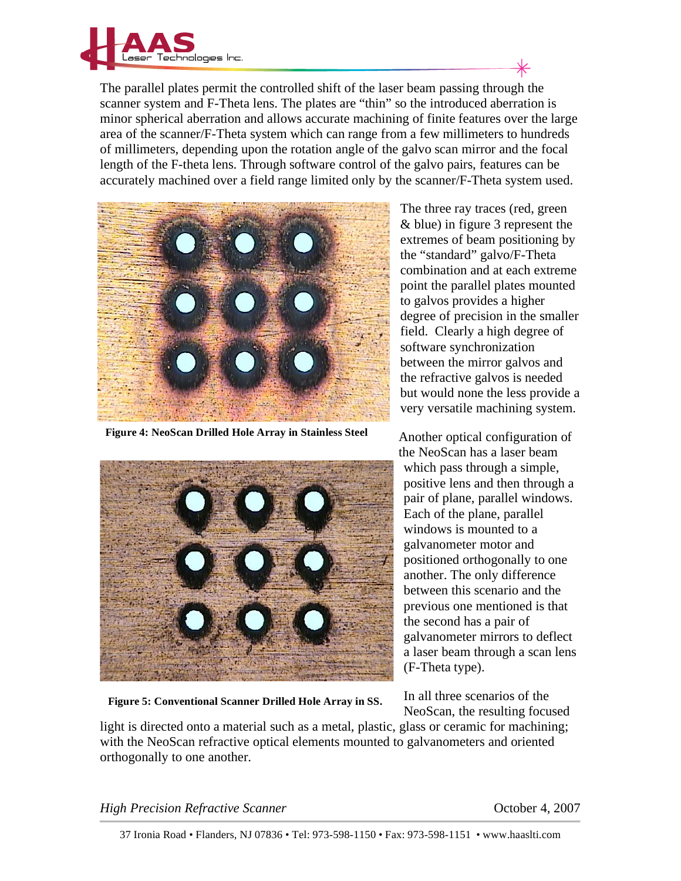The parallel plates permit the controlled shift of the laser beam passing through the scanner system and F-Theta lens. The plates are "thin" so the introduced aberration is minor spherical aberration and allows accurate machining of finite features over the large area of the scanner/F-Theta system which can range from a few millimeters to hundreds of millimeters, depending upon the rotation angle of the galvo scan mirror and the focal length of the F-theta lens. Through software control of the galvo pairs, features can be accurately machined over a field range limited only by the scanner/F-Theta system used.

**Figure 4: NeoScan Drilled Hole Array in Stainless Steel**

**Figure 5: Conventional Scanner Drilled Hole Array in SS.**

The three ray traces (red, green & blue) in figure 3 represent the extremes of beam positioning by the "standard" galvo/F-Theta combination and at each extreme point the parallel plates mounted to galvos provides a higher degree of precision in the smaller field. Clearly a high degree of software synchronization between the mirror galvos and the refractive galvos is needed but would none the less provide a very versatile machining system.

Another optical configuration of the NeoScan has a laser beam which pass through a simple, positive lens and then through a pair of plane, parallel windows. Each of the plane, parallel windows is mounted to a galvanometer motor and positioned orthogonally to one another. The only difference between this scenario and the previous one mentioned is that the second has a pair of galvanometer mirrors to deflect a laser beam through a scan lens (F-Theta type).

In all three scenarios of the NeoScan, the resulting focused light is directed onto a material such as a metal, plastic, glass or ceramic for machining; with the NeoScan refractive optical elements mounted to galvanometers and oriented orthogonally to one another.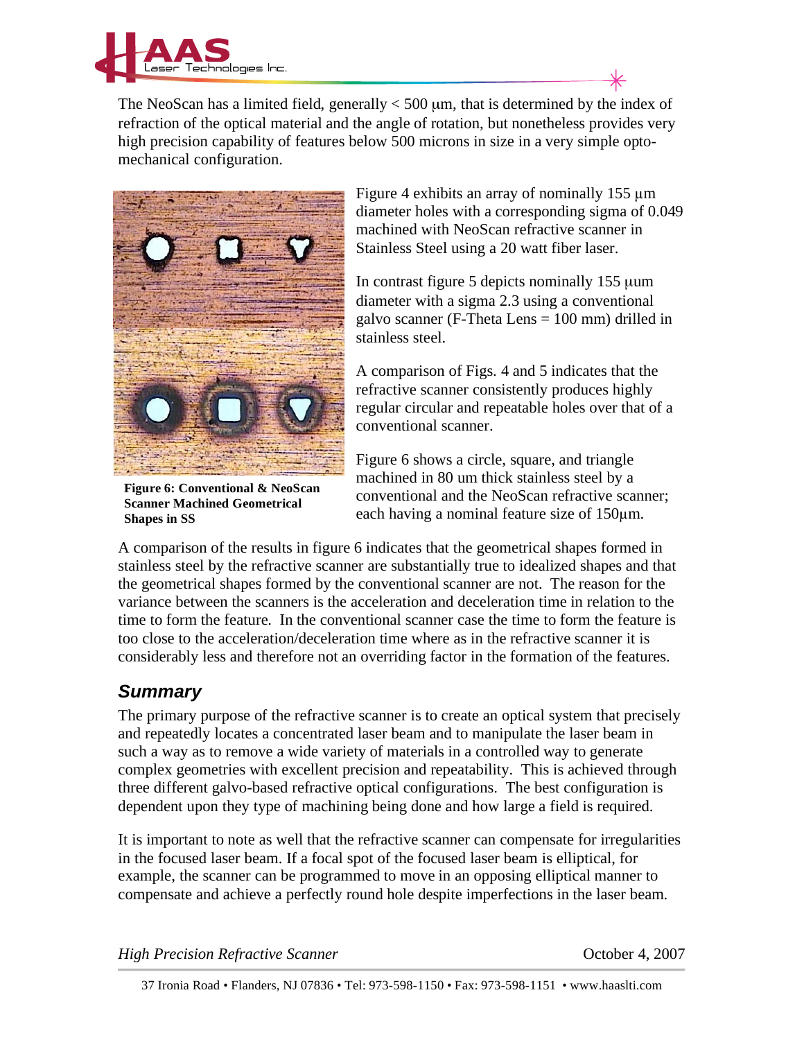The NeoScan has a limited field, generally < 500 μm, that is determined by the index of refraction of the optical material and the angle of rotation, but nonetheless provides very high precision capability of features below 500 microns in size in a very simple opto-mechanical configuration.

Figure 4 exhibits an array of nominally 155 μm diameter holes with a corresponding sigma of 0.049 machined with NeoScan refractive scanner in Stainless Steel using a 20 watt fiber laser.

In contrast figure 5 depicts nominally 155 μum diameter with a sigma 2.3 using a conventional galvo scanner (F-Theta Lens = 100 mm) drilled in stainless steel.

A comparison of Figs. 4 and 5 indicates that the refractive scanner consistently produces highly regular circular and repeatable holes over that of a conventional scanner.

Figure 6 shows a circle, square, and triangle machined in 80 um thick stainless steel by a conventional and the NeoScan refractive scanner; each having a nominal feature size of 150μm.

**Figure 6: Conventional & NeoScan Scanner Machined Geometrical Shapes in SS**

A comparison of the results in figure 6 indicates that the geometrical shapes formed in stainless steel by the refractive scanner are substantially true to idealized shapes and that the geometrical shapes formed by the conventional scanner are not. The reason for the variance between the scanners is the acceleration and deceleration time in relation to the time to form the feature. In the conventional scanner case the time to form the feature is too close to the acceleration/deceleration time where as in the refractive scanner it is considerably less and therefore not an overriding factor in the formation of the features.

## *Summary*

The primary purpose of the refractive scanner is to create an optical system that precisely and repeatedly locates a concentrated laser beam and to manipulate the laser beam in such a way as to remove a wide variety of materials in a controlled way to generate complex geometries with excellent precision and repeatability. This is achieved through three different galvo-based refractive optical configurations. The best configuration is dependent upon they type of machining being done and how large a field is required.

It is important to note as well that the refractive scanner can compensate for irregularities in the focused laser beam. If a focal spot of the focused laser beam is elliptical, for example, the scanner can be programmed to move in an opposing elliptical manner to compensate and achieve a perfectly round hole despite imperfections in the laser beam.